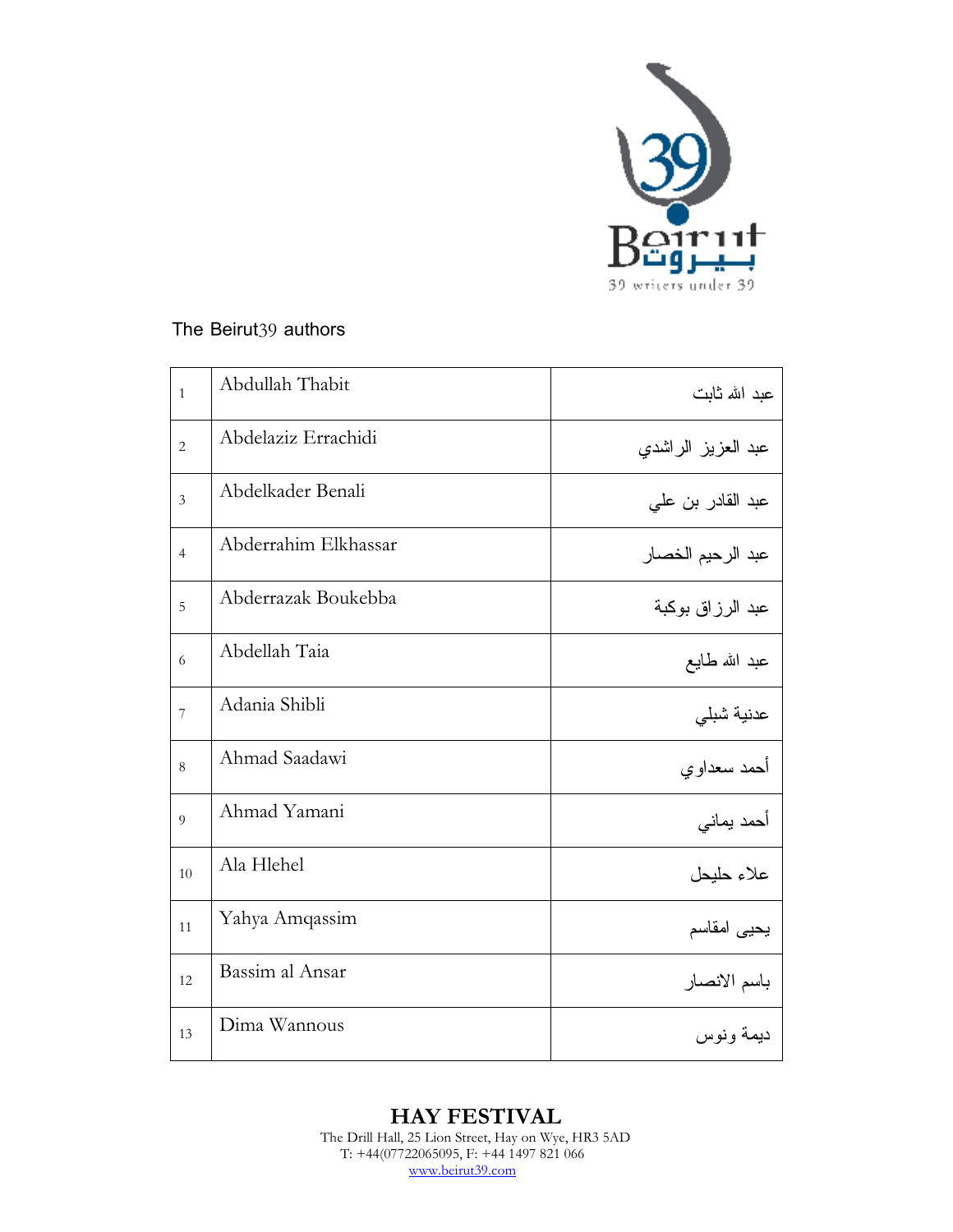The Beirut39 authors

| | | |
|---|---|---|
| 1 | Abdullah Thabit | عبد الله ثابت |
| 2 | Abdelaziz Errachidi | عبد العزيز الراشدي |
| 3 | Abdelkader Benali | عبد القادر بن علي |
| 4 | Abderrahim Elkhassar | عبد الرحيم الخصار |
| 5 | Abderrazak Boukebba | عبد الرزاق بوكبة |
| 6 | Abdellah Taia | عبد الله طايع |
| 7 | Adania Shibli | عدنية شبلي |
| 8 | Ahmad Saadawi | أحمد سعداوي |
| 9 | Ahmad Yamani | أحمد يماني |
| 10 | Ala Hlehel | علاء حليحل |
| 11 | Yahya Amqassim | يحيى امقاسم |
| 12 | Bassim al Ansar | باسم الانصار |
| 13 | Dima Wannous | ديمة ونوس |

**HAY FESTIVAL**
The Drill Hall, 25 Lion Street, Hay on Wye, HR3 5AD
T: +44(07722065095, F: +44 1497 821 066
www.beirut39.com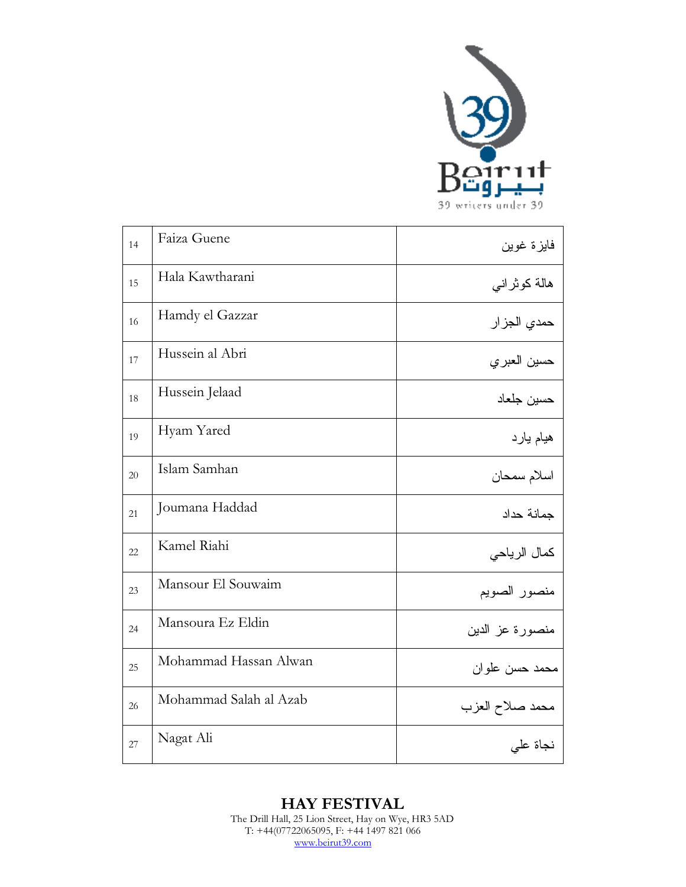| | | |
|---|---|---|
| 14 | Faiza Guene | فايزة غوين |
| 15 | Hala Kawtharani | هالة كوثراني |
| 16 | Hamdy el Gazzar | حمدي الجزار |
| 17 | Hussein al Abri | حسين العبري |
| 18 | Hussein Jelaad | حسين جلعاد |
| 19 | Hyam Yared | هيام يارد |
| 20 | Islam Samhan | اسلام سمحان |
| 21 | Joumana Haddad | جمانة حداد |
| 22 | Kamel Riahi | كمال الرياحي |
| 23 | Mansour El Souwaim | منصور الصويم |
| 24 | Mansoura Ez Eldin | منصورة عز الدين |
| 25 | Mohammad Hassan Alwan | محمد حسن علوان |
| 26 | Mohammad Salah al Azab | محمد صلاح العزب |
| 27 | Nagat Ali | نجاة علي |

**HAY FESTIVAL**
The Drill Hall, 25 Lion Street, Hay on Wye, HR3 5AD
T: +44(07722065095, F: +44 1497 821 066
www.beirut39.com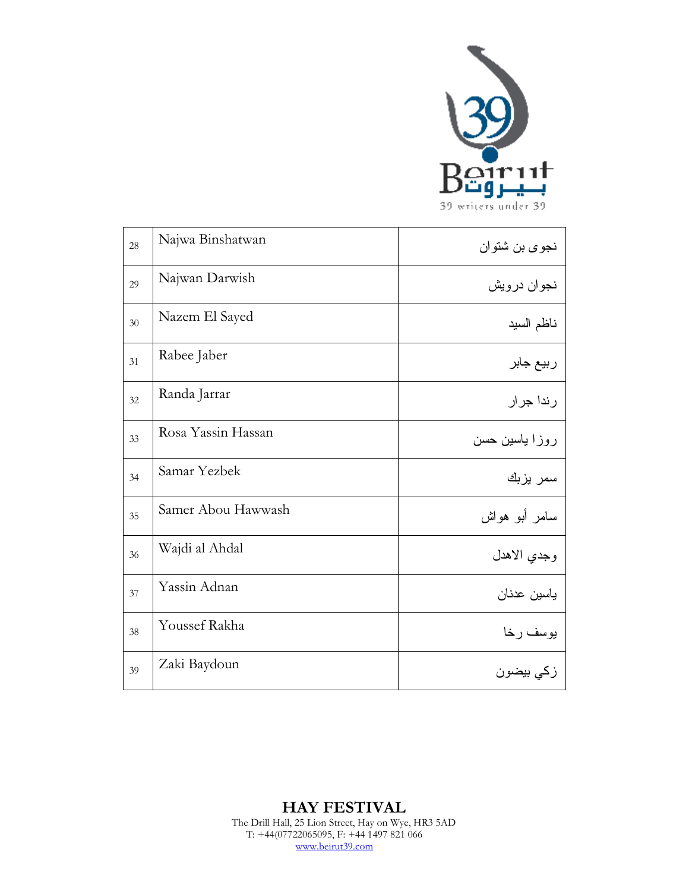| | | |
|---|---|---|
| 28 | Najwa Binshatwan | نجوى بن شتوان |
| 29 | Najwan Darwish | نجوان درويش |
| 30 | Nazem El Sayed | ناظم السيد |
| 31 | Rabee Jaber | ربيع جابر |
| 32 | Randa Jarrar | رندا جرار |
| 33 | Rosa Yassin Hassan | روزا ياسين حسن |
| 34 | Samar Yezbek | سمر يزبك |
| 35 | Samer Abou Hawwash | سامر أبو هواش |
| 36 | Wajdi al Ahdal | وجدي الاهدل |
| 37 | Yassin Adnan | ياسين عدنان |
| 38 | Youssef Rakha | يوسف رخا |
| 39 | Zaki Baydoun | زكي بيضون |

**HAY FESTIVAL**
The Drill Hall, 25 Lion Street, Hay on Wye, HR3 5AD
T: +44(07722065095, F: +44 1497 821 066
www.beirut39.com